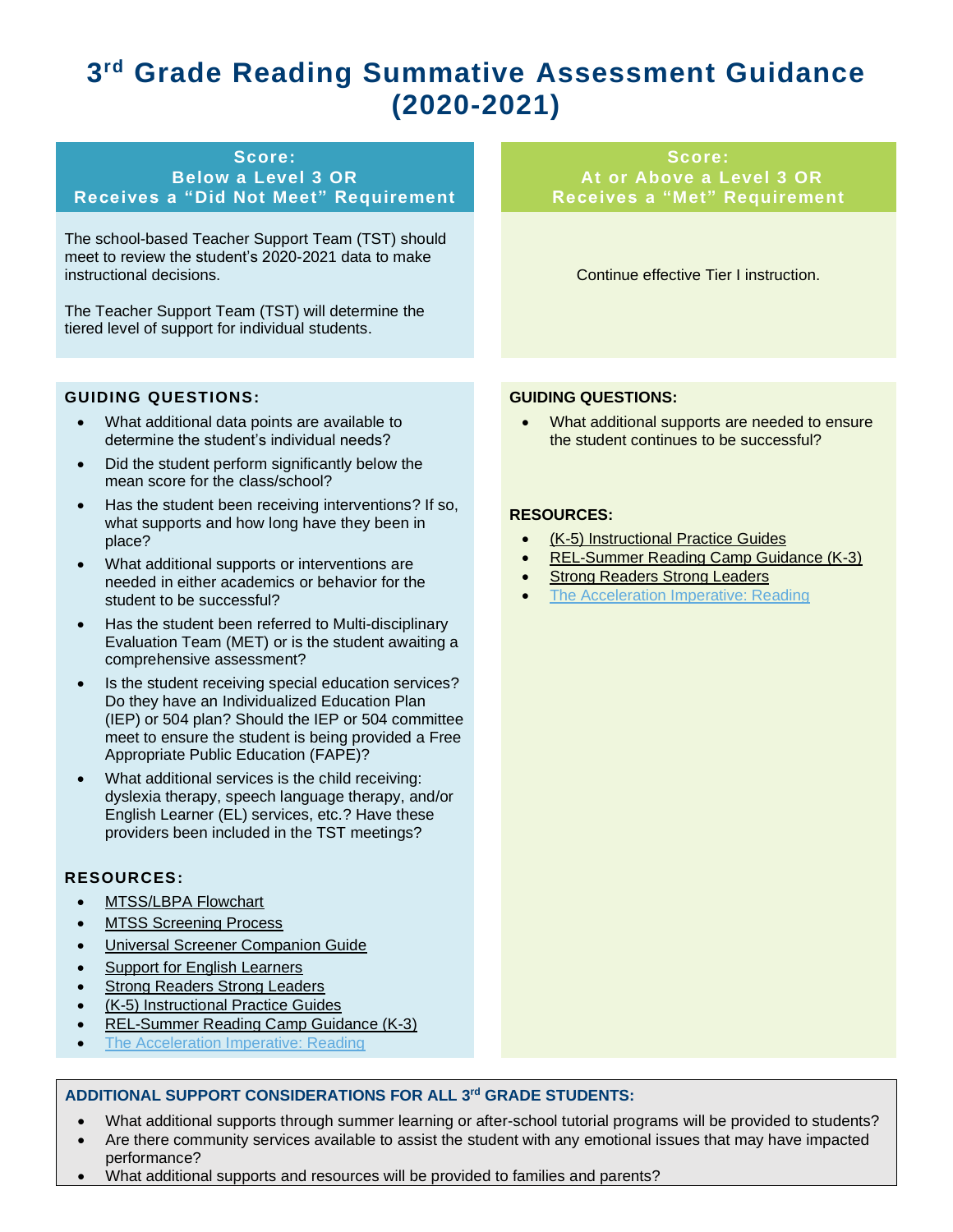# 3rd Grade Reading Summative Assessment Guidance (2020-2021)

## Score: Below a Level 3 OR Receives a "Did Not Meet" Requirement

The school-based Teacher Support Team (TST) should meet to review the student's 2020-2021 data to make instructional decisions.

The Teacher Support Team (TST) will determine the tiered level of support for individual students.

### GUIDING QUESTIONS:

- What additional data points are available to determine the student's individual needs?
- Did the student perform significantly below the mean score for the class/school?
- Has the student been receiving interventions? If so, what supports and how long have they been in place?
- What additional supports or interventions are needed in either academics or behavior for the student to be successful?
- Has the student been referred to Multi-disciplinary Evaluation Team (MET) or is the student awaiting a comprehensive assessment?
- Is the student receiving special education services? Do they have an Individualized Education Plan (IEP) or 504 plan? Should the IEP or 504 committee meet to ensure the student is being provided a Free Appropriate Public Education (FAPE)?
- What additional services is the child receiving: dyslexia therapy, speech language therapy, and/or English Learner (EL) services, etc.? Have these providers been included in the TST meetings?

### RESOURCES:

- MTSS/LBPA Flowchart
- MTSS Screening Process
- Universal Screener Companion Guide
- Support for English Learners
- Strong Readers Strong Leaders
- (K-5) Instructional Practice Guides
- REL-Summer Reading Camp Guidance (K-3)
- The Acceleration Imperative: Reading

## Score: At or Above a Level 3 OR Receives a "Met" Requirement

Continue effective Tier I instruction.

### GUIDING QUESTIONS:

- What additional supports are needed to ensure the student continues to be successful?

### RESOURCES:

- (K-5) Instructional Practice Guides
- REL-Summer Reading Camp Guidance (K-3)
- Strong Readers Strong Leaders
- The Acceleration Imperative: Reading

## ADDITIONAL SUPPORT CONSIDERATIONS FOR ALL 3rd GRADE STUDENTS:

- What additional supports through summer learning or after-school tutorial programs will be provided to students?
- Are there community services available to assist the student with any emotional issues that may have impacted performance?
- What additional supports and resources will be provided to families and parents?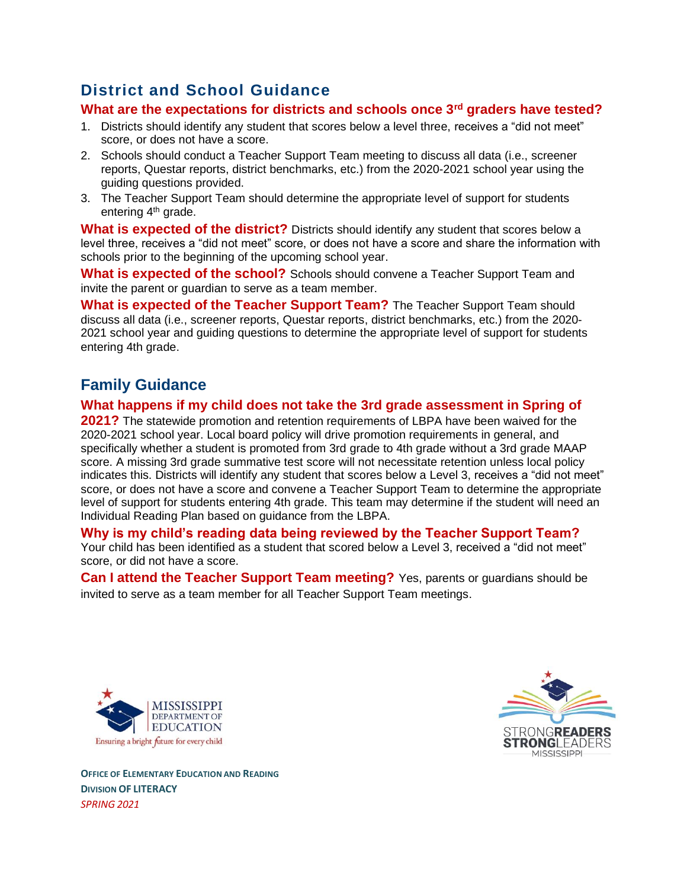## District and School Guidance

### What are the expectations for districts and schools once 3rd graders have tested?

1. Districts should identify any student that scores below a level three, receives a "did not meet" score, or does not have a score.
2. Schools should conduct a Teacher Support Team meeting to discuss all data (i.e., screener reports, Questar reports, district benchmarks, etc.) from the 2020-2021 school year using the guiding questions provided.
3. The Teacher Support Team should determine the appropriate level of support for students entering 4th grade.

**What is expected of the district?** Districts should identify any student that scores below a level three, receives a "did not meet" score, or does not have a score and share the information with schools prior to the beginning of the upcoming school year.

**What is expected of the school?** Schools should convene a Teacher Support Team and invite the parent or guardian to serve as a team member.

**What is expected of the Teacher Support Team?** The Teacher Support Team should discuss all data (i.e., screener reports, Questar reports, district benchmarks, etc.) from the 2020-2021 school year and guiding questions to determine the appropriate level of support for students entering 4th grade.

## Family Guidance

**What happens if my child does not take the 3rd grade assessment in Spring of 2021?** The statewide promotion and retention requirements of LBPA have been waived for the 2020-2021 school year. Local board policy will drive promotion requirements in general, and specifically whether a student is promoted from 3rd grade to 4th grade without a 3rd grade MAAP score. A missing 3rd grade summative test score will not necessitate retention unless local policy indicates this. Districts will identify any student that scores below a Level 3, receives a "did not meet" score, or does not have a score and convene a Teacher Support Team to determine the appropriate level of support for students entering 4th grade. This team may determine if the student will need an Individual Reading Plan based on guidance from the LBPA.

**Why is my child's reading data being reviewed by the Teacher Support Team?** Your child has been identified as a student that scored below a Level 3, received a "did not meet" score, or did not have a score.

**Can I attend the Teacher Support Team meeting?** Yes, parents or guardians should be invited to serve as a team member for all Teacher Support Team meetings.

MISSISSIPPI DEPARTMENT OF EDUCATION
Ensuring a bright future for every child

STRONG READERS STRONG LEADERS
MISSISSIPPI

OFFICE OF ELEMENTARY EDUCATION AND READING
DIVISION OF LITERACY
*SPRING 2021*